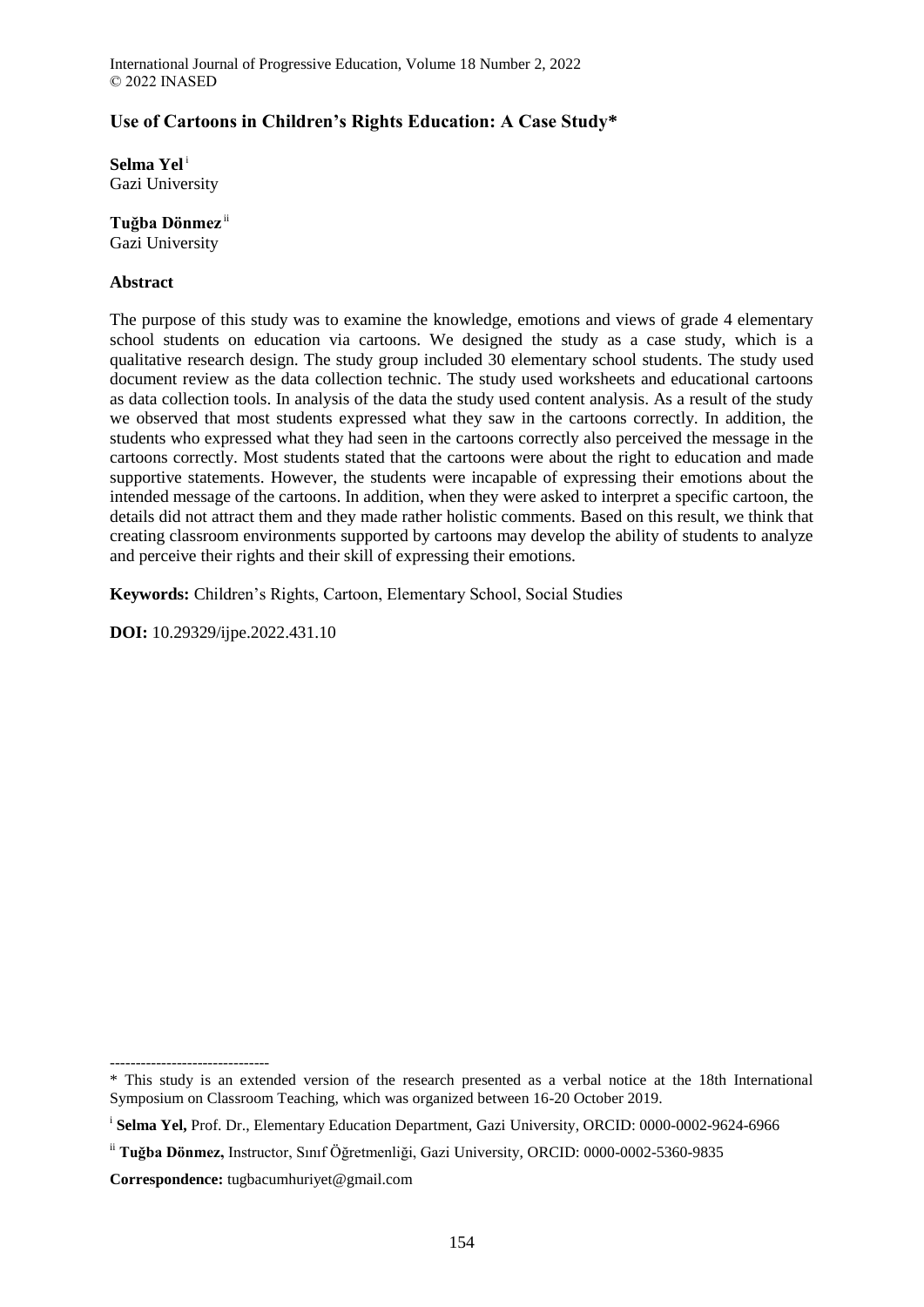# Use of Cartoons in Children's Rights Education: A Case Study*

**Selma Yel** [i]
Gazi University

**Tuğba Dönmez** [ii]
Gazi University

## Abstract

The purpose of this study was to examine the knowledge, emotions and views of grade 4 elementary school students on education via cartoons. We designed the study as a case study, which is a qualitative research design. The study group included 30 elementary school students. The study used document review as the data collection technic. The study used worksheets and educational cartoons as data collection tools. In analysis of the data the study used content analysis. As a result of the study we observed that most students expressed what they saw in the cartoons correctly. In addition, the students who expressed what they had seen in the cartoons correctly also perceived the message in the cartoons correctly. Most students stated that the cartoons were about the right to education and made supportive statements. However, the students were incapable of expressing their emotions about the intended message of the cartoons. In addition, when they were asked to interpret a specific cartoon, the details did not attract them and they made rather holistic comments. Based on this result, we think that creating classroom environments supported by cartoons may develop the ability of students to analyze and perceive their rights and their skill of expressing their emotions.

**Keywords:** Children's Rights, Cartoon, Elementary School, Social Studies

**DOI:** 10.29329/ijpe.2022.431.10

-------------------------------

* This study is an extended version of the research presented as a verbal notice at the 18th International Symposium on Classroom Teaching, which was organized between 16-20 October 2019.

[i] **Selma Yel,** Prof. Dr., Elementary Education Department, Gazi University, ORCID: 0000-0002-9624-6966

[ii] **Tuğba Dönmez,** Instructor, Sınıf Öğretmenliği, Gazi University, ORCID: 0000-0002-5360-9835

**Correspondence:** tugbacumhuriyet@gmail.com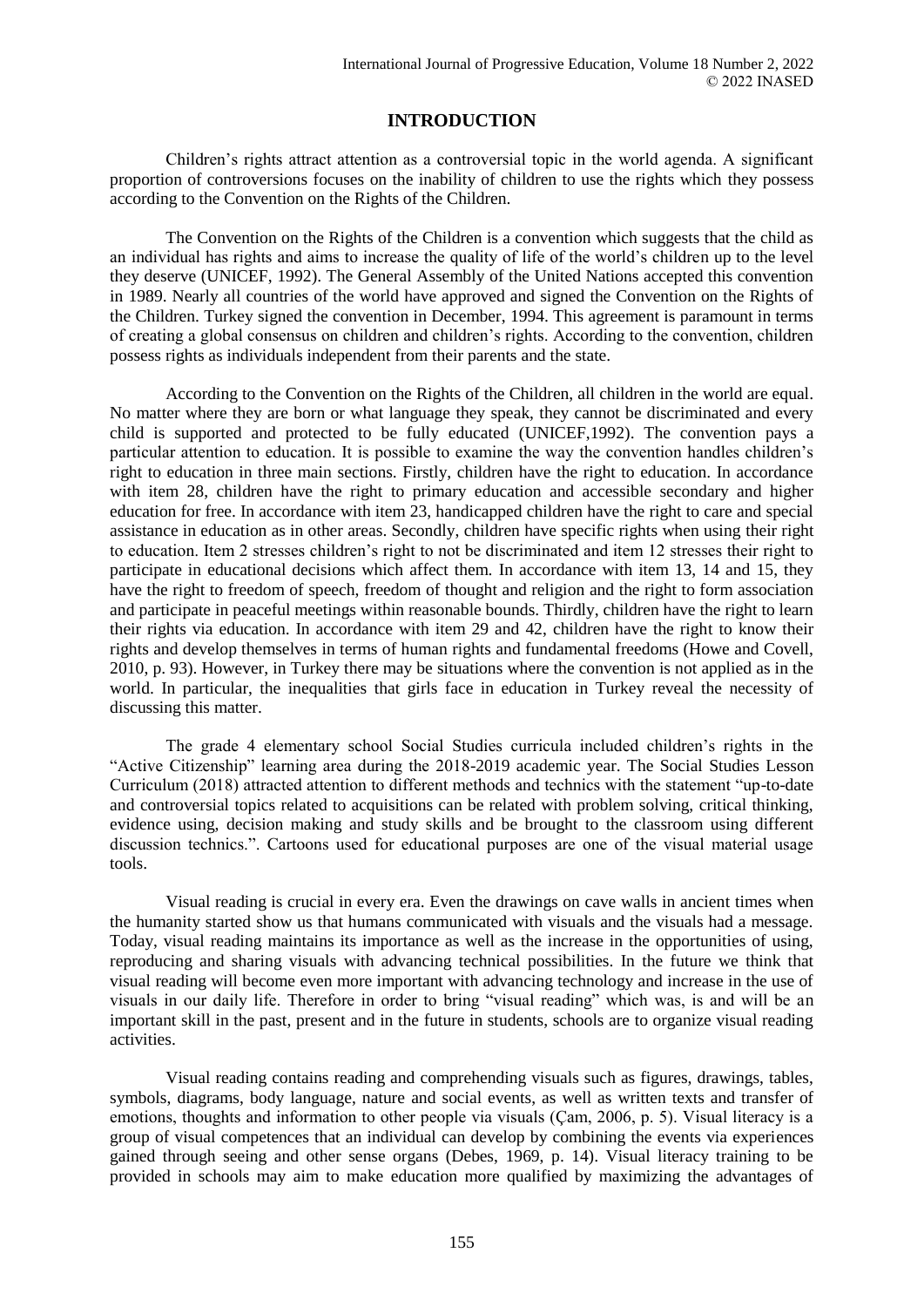## INTRODUCTION

Children's rights attract attention as a controversial topic in the world agenda. A significant proportion of controversions focuses on the inability of children to use the rights which they possess according to the Convention on the Rights of the Children.

The Convention on the Rights of the Children is a convention which suggests that the child as an individual has rights and aims to increase the quality of life of the world's children up to the level they deserve (UNICEF, 1992). The General Assembly of the United Nations accepted this convention in 1989. Nearly all countries of the world have approved and signed the Convention on the Rights of the Children. Turkey signed the convention in December, 1994. This agreement is paramount in terms of creating a global consensus on children and children's rights. According to the convention, children possess rights as individuals independent from their parents and the state.

According to the Convention on the Rights of the Children, all children in the world are equal. No matter where they are born or what language they speak, they cannot be discriminated and every child is supported and protected to be fully educated (UNICEF,1992). The convention pays a particular attention to education. It is possible to examine the way the convention handles children's right to education in three main sections. Firstly, children have the right to education. In accordance with item 28, children have the right to primary education and accessible secondary and higher education for free. In accordance with item 23, handicapped children have the right to care and special assistance in education as in other areas. Secondly, children have specific rights when using their right to education. Item 2 stresses children's right to not be discriminated and item 12 stresses their right to participate in educational decisions which affect them. In accordance with item 13, 14 and 15, they have the right to freedom of speech, freedom of thought and religion and the right to form association and participate in peaceful meetings within reasonable bounds. Thirdly, children have the right to learn their rights via education. In accordance with item 29 and 42, children have the right to know their rights and develop themselves in terms of human rights and fundamental freedoms (Howe and Covell, 2010, p. 93). However, in Turkey there may be situations where the convention is not applied as in the world. In particular, the inequalities that girls face in education in Turkey reveal the necessity of discussing this matter.

The grade 4 elementary school Social Studies curricula included children's rights in the "Active Citizenship" learning area during the 2018-2019 academic year. The Social Studies Lesson Curriculum (2018) attracted attention to different methods and technics with the statement "up-to-date and controversial topics related to acquisitions can be related with problem solving, critical thinking, evidence using, decision making and study skills and be brought to the classroom using different discussion technics.". Cartoons used for educational purposes are one of the visual material usage tools.

Visual reading is crucial in every era. Even the drawings on cave walls in ancient times when the humanity started show us that humans communicated with visuals and the visuals had a message. Today, visual reading maintains its importance as well as the increase in the opportunities of using, reproducing and sharing visuals with advancing technical possibilities. In the future we think that visual reading will become even more important with advancing technology and increase in the use of visuals in our daily life. Therefore in order to bring "visual reading" which was, is and will be an important skill in the past, present and in the future in students, schools are to organize visual reading activities.

Visual reading contains reading and comprehending visuals such as figures, drawings, tables, symbols, diagrams, body language, nature and social events, as well as written texts and transfer of emotions, thoughts and information to other people via visuals (Çam, 2006, p. 5). Visual literacy is a group of visual competences that an individual can develop by combining the events via experiences gained through seeing and other sense organs (Debes, 1969, p. 14). Visual literacy training to be provided in schools may aim to make education more qualified by maximizing the advantages of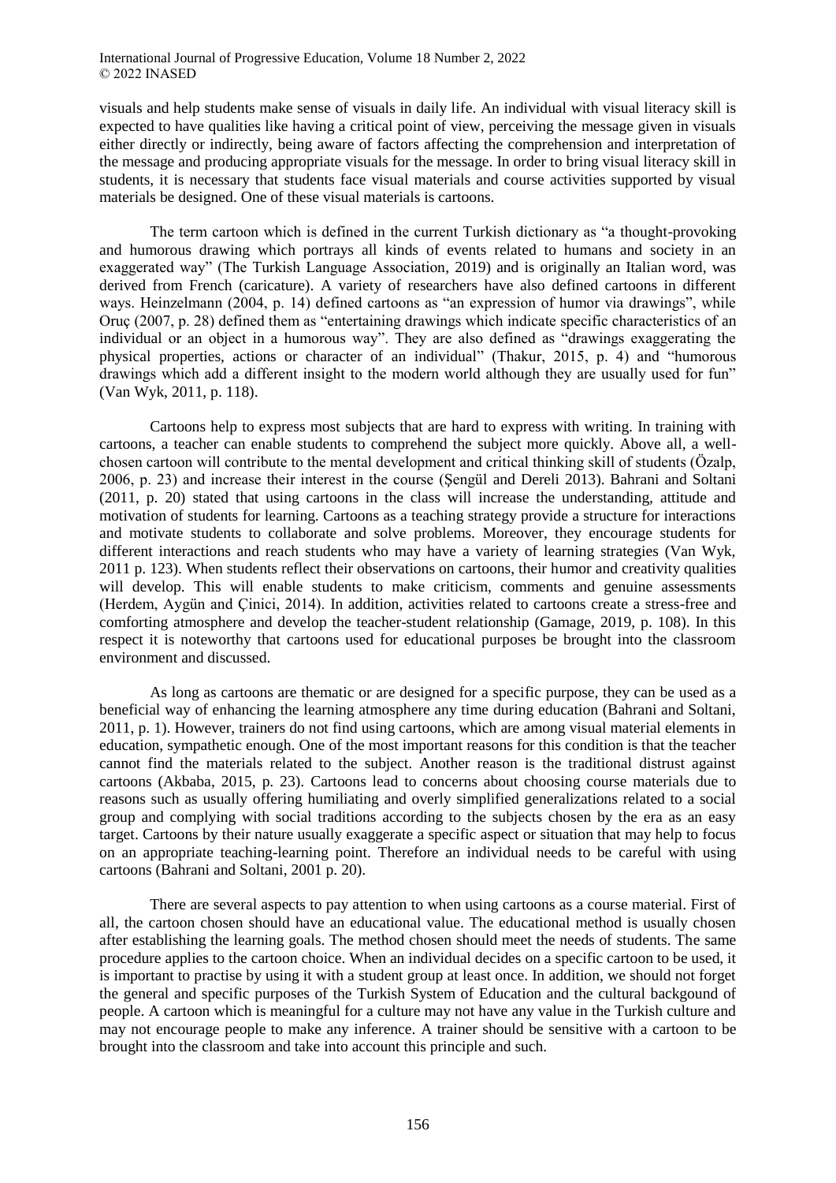visuals and help students make sense of visuals in daily life. An individual with visual literacy skill is expected to have qualities like having a critical point of view, perceiving the message given in visuals either directly or indirectly, being aware of factors affecting the comprehension and interpretation of the message and producing appropriate visuals for the message. In order to bring visual literacy skill in students, it is necessary that students face visual materials and course activities supported by visual materials be designed. One of these visual materials is cartoons.

The term cartoon which is defined in the current Turkish dictionary as "a thought-provoking and humorous drawing which portrays all kinds of events related to humans and society in an exaggerated way" (The Turkish Language Association, 2019) and is originally an Italian word, was derived from French (caricature). A variety of researchers have also defined cartoons in different ways. Heinzelmann (2004, p. 14) defined cartoons as "an expression of humor via drawings", while Oruç (2007, p. 28) defined them as "entertaining drawings which indicate specific characteristics of an individual or an object in a humorous way". They are also defined as "drawings exaggerating the physical properties, actions or character of an individual" (Thakur, 2015, p. 4) and "humorous drawings which add a different insight to the modern world although they are usually used for fun" (Van Wyk, 2011, p. 118).

Cartoons help to express most subjects that are hard to express with writing. In training with cartoons, a teacher can enable students to comprehend the subject more quickly. Above all, a well-chosen cartoon will contribute to the mental development and critical thinking skill of students (Özalp, 2006, p. 23) and increase their interest in the course (Şengül and Dereli 2013). Bahrani and Soltani (2011, p. 20) stated that using cartoons in the class will increase the understanding, attitude and motivation of students for learning. Cartoons as a teaching strategy provide a structure for interactions and motivate students to collaborate and solve problems. Moreover, they encourage students for different interactions and reach students who may have a variety of learning strategies (Van Wyk, 2011 p. 123). When students reflect their observations on cartoons, their humor and creativity qualities will develop. This will enable students to make criticism, comments and genuine assessments (Herdem, Aygün and Çinici, 2014). In addition, activities related to cartoons create a stress-free and comforting atmosphere and develop the teacher-student relationship (Gamage, 2019, p. 108). In this respect it is noteworthy that cartoons used for educational purposes be brought into the classroom environment and discussed.

As long as cartoons are thematic or are designed for a specific purpose, they can be used as a beneficial way of enhancing the learning atmosphere any time during education (Bahrani and Soltani, 2011, p. 1). However, trainers do not find using cartoons, which are among visual material elements in education, sympathetic enough. One of the most important reasons for this condition is that the teacher cannot find the materials related to the subject. Another reason is the traditional distrust against cartoons (Akbaba, 2015, p. 23). Cartoons lead to concerns about choosing course materials due to reasons such as usually offering humiliating and overly simplified generalizations related to a social group and complying with social traditions according to the subjects chosen by the era as an easy target. Cartoons by their nature usually exaggerate a specific aspect or situation that may help to focus on an appropriate teaching-learning point. Therefore an individual needs to be careful with using cartoons (Bahrani and Soltani, 2001 p. 20).

There are several aspects to pay attention to when using cartoons as a course material. First of all, the cartoon chosen should have an educational value. The educational method is usually chosen after establishing the learning goals. The method chosen should meet the needs of students. The same procedure applies to the cartoon choice. When an individual decides on a specific cartoon to be used, it is important to practise by using it with a student group at least once. In addition, we should not forget the general and specific purposes of the Turkish System of Education and the cultural backgound of people. A cartoon which is meaningful for a culture may not have any value in the Turkish culture and may not encourage people to make any inference. A trainer should be sensitive with a cartoon to be brought into the classroom and take into account this principle and such.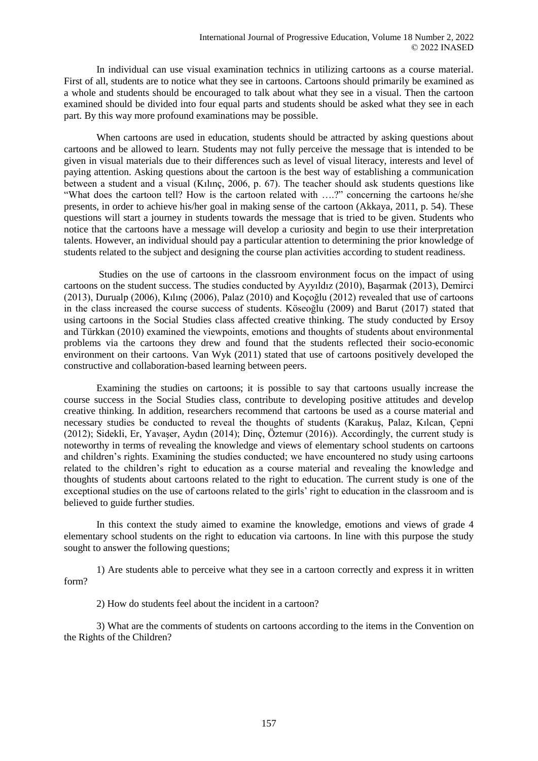In individual can use visual examination technics in utilizing cartoons as a course material. First of all, students are to notice what they see in cartoons. Cartoons should primarily be examined as a whole and students should be encouraged to talk about what they see in a visual. Then the cartoon examined should be divided into four equal parts and students should be asked what they see in each part. By this way more profound examinations may be possible.

When cartoons are used in education, students should be attracted by asking questions about cartoons and be allowed to learn. Students may not fully perceive the message that is intended to be given in visual materials due to their differences such as level of visual literacy, interests and level of paying attention. Asking questions about the cartoon is the best way of establishing a communication between a student and a visual (Kılınç, 2006, p. 67). The teacher should ask students questions like "What does the cartoon tell? How is the cartoon related with ….?" concerning the cartoons he/she presents, in order to achieve his/her goal in making sense of the cartoon (Akkaya, 2011, p. 54). These questions will start a journey in students towards the message that is tried to be given. Students who notice that the cartoons have a message will develop a curiosity and begin to use their interpretation talents. However, an individual should pay a particular attention to determining the prior knowledge of students related to the subject and designing the course plan activities according to student readiness.

Studies on the use of cartoons in the classroom environment focus on the impact of using cartoons on the student success. The studies conducted by Ayyıldız (2010), Başarmak (2013), Demirci (2013), Durualp (2006), Kılınç (2006), Palaz (2010) and Koçoğlu (2012) revealed that use of cartoons in the class increased the course success of students. Köseoğlu (2009) and Barut (2017) stated that using cartoons in the Social Studies class affected creative thinking. The study conducted by Ersoy and Türkkan (2010) examined the viewpoints, emotions and thoughts of students about environmental problems via the cartoons they drew and found that the students reflected their socio-economic environment on their cartoons. Van Wyk (2011) stated that use of cartoons positively developed the constructive and collaboration-based learning between peers.

Examining the studies on cartoons; it is possible to say that cartoons usually increase the course success in the Social Studies class, contribute to developing positive attitudes and develop creative thinking. In addition, researchers recommend that cartoons be used as a course material and necessary studies be conducted to reveal the thoughts of students (Karakuş, Palaz, Kılcan, Çepni (2012); Sidekli, Er, Yavaşer, Aydın (2014); Dinç, Öztemur (2016)). Accordingly, the current study is noteworthy in terms of revealing the knowledge and views of elementary school students on cartoons and children's rights. Examining the studies conducted; we have encountered no study using cartoons related to the children's right to education as a course material and revealing the knowledge and thoughts of students about cartoons related to the right to education. The current study is one of the exceptional studies on the use of cartoons related to the girls' right to education in the classroom and is believed to guide further studies.

In this context the study aimed to examine the knowledge, emotions and views of grade 4 elementary school students on the right to education via cartoons. In line with this purpose the study sought to answer the following questions;

1) Are students able to perceive what they see in a cartoon correctly and express it in written form?

2) How do students feel about the incident in a cartoon?

3) What are the comments of students on cartoons according to the items in the Convention on the Rights of the Children?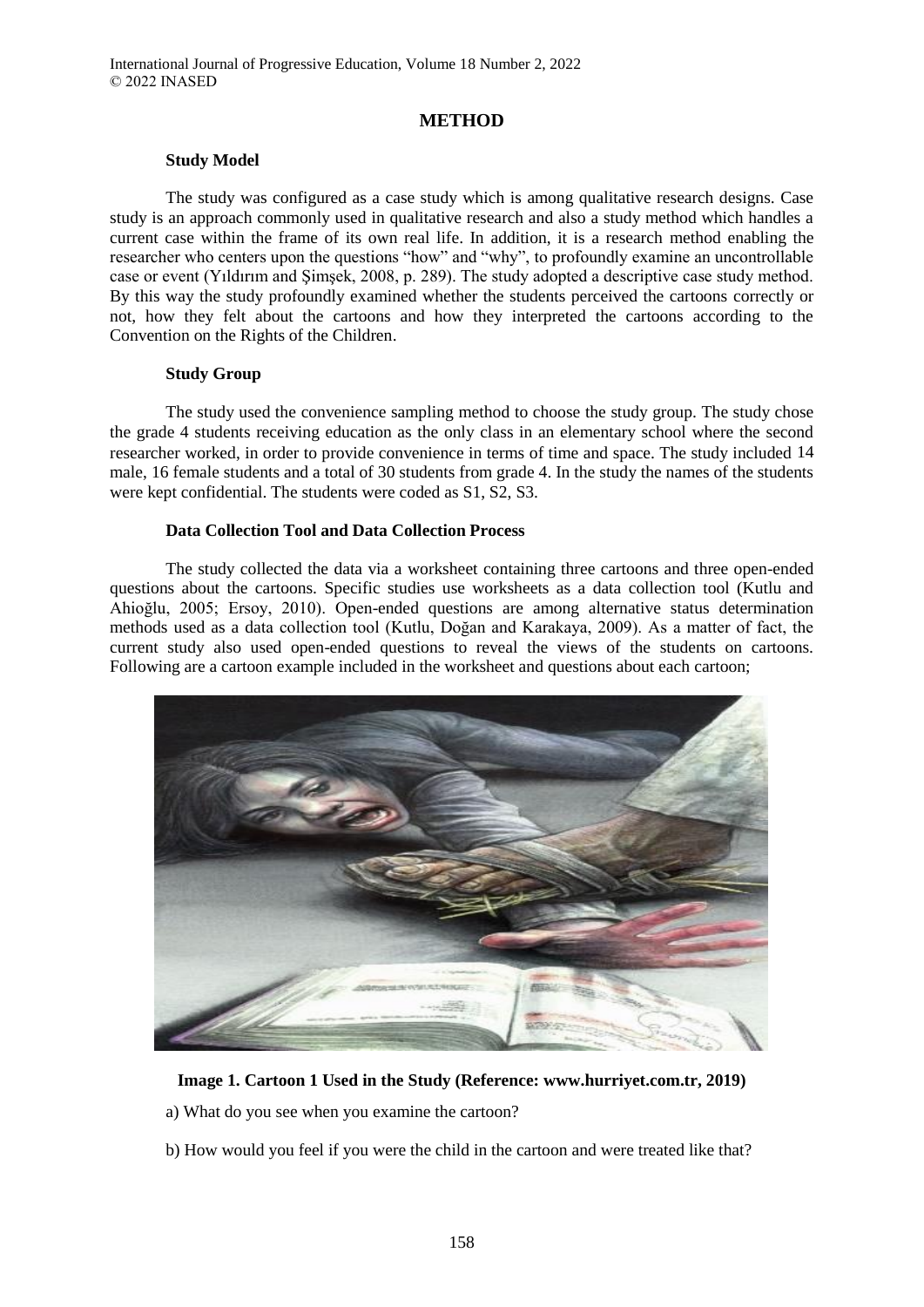# METHOD

### Study Model

The study was configured as a case study which is among qualitative research designs. Case study is an approach commonly used in qualitative research and also a study method which handles a current case within the frame of its own real life. In addition, it is a research method enabling the researcher who centers upon the questions "how" and "why", to profoundly examine an uncontrollable case or event (Yıldırım and Şimşek, 2008, p. 289). The study adopted a descriptive case study method. By this way the study profoundly examined whether the students perceived the cartoons correctly or not, how they felt about the cartoons and how they interpreted the cartoons according to the Convention on the Rights of the Children.

### Study Group

The study used the convenience sampling method to choose the study group. The study chose the grade 4 students receiving education as the only class in an elementary school where the second researcher worked, in order to provide convenience in terms of time and space. The study included 14 male, 16 female students and a total of 30 students from grade 4. In the study the names of the students were kept confidential. The students were coded as S1, S2, S3.

### Data Collection Tool and Data Collection Process

The study collected the data via a worksheet containing three cartoons and three open-ended questions about the cartoons. Specific studies use worksheets as a data collection tool (Kutlu and Ahioğlu, 2005; Ersoy, 2010). Open-ended questions are among alternative status determination methods used as a data collection tool (Kutlu, Doğan and Karakaya, 2009). As a matter of fact, the current study also used open-ended questions to reveal the views of the students on cartoons. Following are a cartoon example included in the worksheet and questions about each cartoon;

**Image 1. Cartoon 1 Used in the Study (Reference: www.hurriyet.com.tr, 2019)**

a) What do you see when you examine the cartoon?

b) How would you feel if you were the child in the cartoon and were treated like that?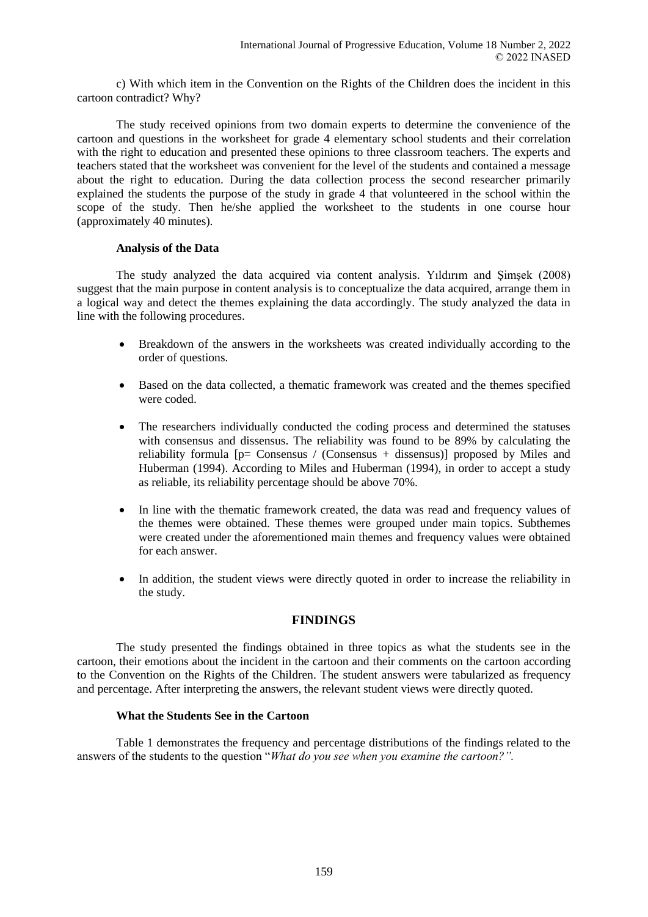c) With which item in the Convention on the Rights of the Children does the incident in this cartoon contradict? Why?

The study received opinions from two domain experts to determine the convenience of the cartoon and questions in the worksheet for grade 4 elementary school students and their correlation with the right to education and presented these opinions to three classroom teachers. The experts and teachers stated that the worksheet was convenient for the level of the students and contained a message about the right to education. During the data collection process the second researcher primarily explained the students the purpose of the study in grade 4 that volunteered in the school within the scope of the study. Then he/she applied the worksheet to the students in one course hour (approximately 40 minutes).

### Analysis of the Data

The study analyzed the data acquired via content analysis. Yıldırım and Şimşek (2008) suggest that the main purpose in content analysis is to conceptualize the data acquired, arrange them in a logical way and detect the themes explaining the data accordingly. The study analyzed the data in line with the following procedures.

- Breakdown of the answers in the worksheets was created individually according to the order of questions.
- Based on the data collected, a thematic framework was created and the themes specified were coded.
- The researchers individually conducted the coding process and determined the statuses with consensus and dissensus. The reliability was found to be 89% by calculating the reliability formula [p= Consensus / (Consensus + dissensus)] proposed by Miles and Huberman (1994). According to Miles and Huberman (1994), in order to accept a study as reliable, its reliability percentage should be above 70%.
- In line with the thematic framework created, the data was read and frequency values of the themes were obtained. These themes were grouped under main topics. Subthemes were created under the aforementioned main themes and frequency values were obtained for each answer.
- In addition, the student views were directly quoted in order to increase the reliability in the study.

## FINDINGS

The study presented the findings obtained in three topics as what the students see in the cartoon, their emotions about the incident in the cartoon and their comments on the cartoon according to the Convention on the Rights of the Children. The student answers were tabularized as frequency and percentage. After interpreting the answers, the relevant student views were directly quoted.

### What the Students See in the Cartoon

Table 1 demonstrates the frequency and percentage distributions of the findings related to the answers of the students to the question "*What do you see when you examine the cartoon?".*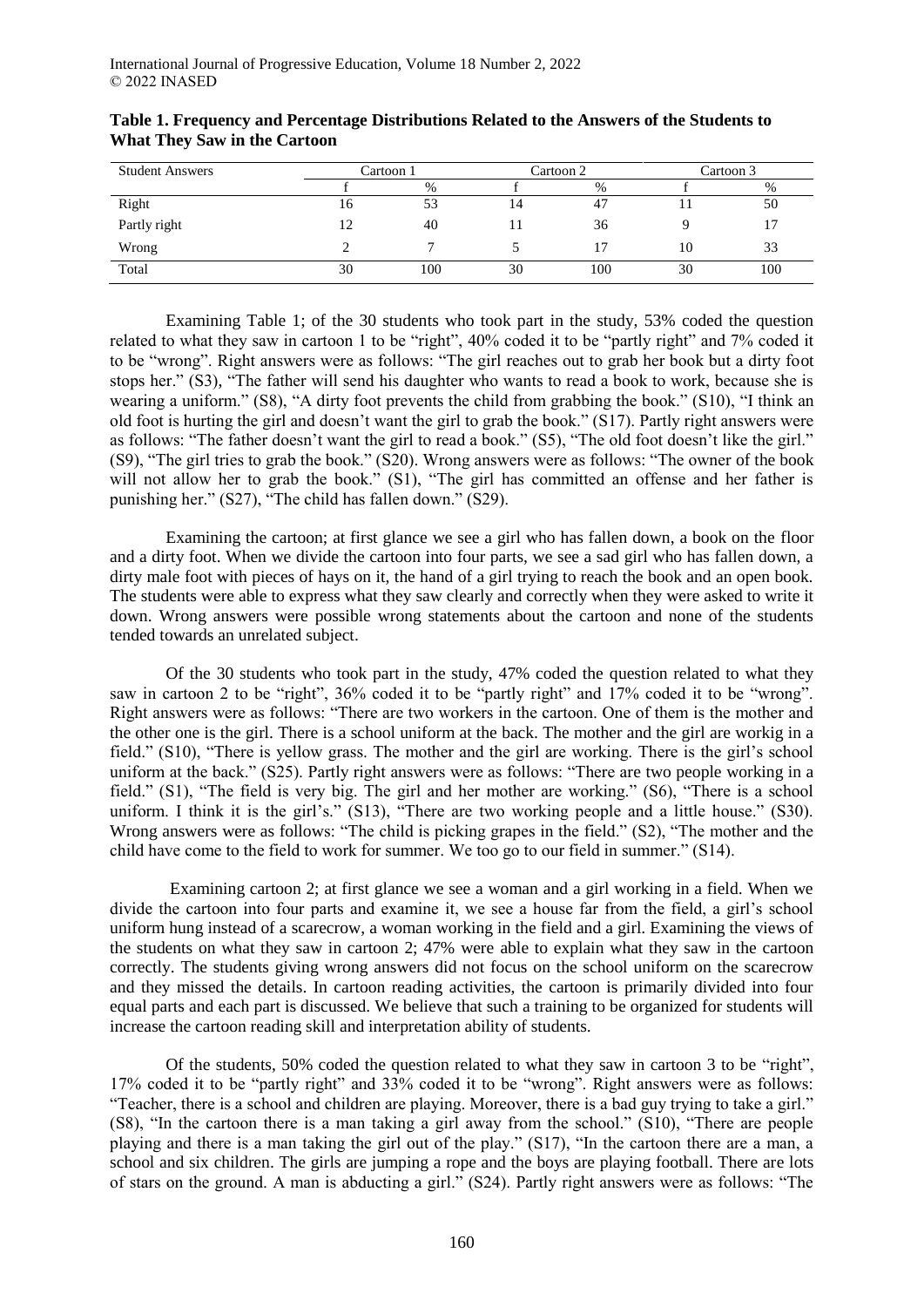**Table 1. Frequency and Percentage Distributions Related to the Answers of the Students to What They Saw in the Cartoon**

| Student Answers | Cartoon 1 | | Cartoon 2 | | Cartoon 3 | |
|---|---|---|---|---|---|---|
| | f | % | f | % | f | % |
| Right | 16 | 53 | 14 | 47 | 11 | 50 |
| Partly right | 12 | 40 | 11 | 36 | 9 | 17 |
| Wrong | 2 | 7 | 5 | 17 | 10 | 33 |
| Total | 30 | 100 | 30 | 100 | 30 | 100 |

Examining Table 1; of the 30 students who took part in the study, 53% coded the question related to what they saw in cartoon 1 to be "right", 40% coded it to be "partly right" and 7% coded it to be "wrong". Right answers were as follows: "The girl reaches out to grab her book but a dirty foot stops her." (S3), "The father will send his daughter who wants to read a book to work, because she is wearing a uniform." (S8), "A dirty foot prevents the child from grabbing the book." (S10), "I think an old foot is hurting the girl and doesn't want the girl to grab the book." (S17). Partly right answers were as follows: "The father doesn't want the girl to read a book." (S5), "The old foot doesn't like the girl." (S9), "The girl tries to grab the book." (S20). Wrong answers were as follows: "The owner of the book will not allow her to grab the book." (S1), "The girl has committed an offense and her father is punishing her." (S27), "The child has fallen down." (S29).

Examining the cartoon; at first glance we see a girl who has fallen down, a book on the floor and a dirty foot. When we divide the cartoon into four parts, we see a sad girl who has fallen down, a dirty male foot with pieces of hays on it, the hand of a girl trying to reach the book and an open book. The students were able to express what they saw clearly and correctly when they were asked to write it down. Wrong answers were possible wrong statements about the cartoon and none of the students tended towards an unrelated subject.

Of the 30 students who took part in the study, 47% coded the question related to what they saw in cartoon 2 to be "right", 36% coded it to be "partly right" and 17% coded it to be "wrong". Right answers were as follows: "There are two workers in the cartoon. One of them is the mother and the other one is the girl. There is a school uniform at the back. The mother and the girl are workig in a field." (S10), "There is yellow grass. The mother and the girl are working. There is the girl's school uniform at the back." (S25). Partly right answers were as follows: "There are two people working in a field." (S1), "The field is very big. The girl and her mother are working." (S6), "There is a school uniform. I think it is the girl's." (S13), "There are two working people and a little house." (S30). Wrong answers were as follows: "The child is picking grapes in the field." (S2), "The mother and the child have come to the field to work for summer. We too go to our field in summer." (S14).

Examining cartoon 2; at first glance we see a woman and a girl working in a field. When we divide the cartoon into four parts and examine it, we see a house far from the field, a girl's school uniform hung instead of a scarecrow, a woman working in the field and a girl. Examining the views of the students on what they saw in cartoon 2; 47% were able to explain what they saw in the cartoon correctly. The students giving wrong answers did not focus on the school uniform on the scarecrow and they missed the details. In cartoon reading activities, the cartoon is primarily divided into four equal parts and each part is discussed. We believe that such a training to be organized for students will increase the cartoon reading skill and interpretation ability of students.

Of the students, 50% coded the question related to what they saw in cartoon 3 to be "right", 17% coded it to be "partly right" and 33% coded it to be "wrong". Right answers were as follows: "Teacher, there is a school and children are playing. Moreover, there is a bad guy trying to take a girl." (S8), "In the cartoon there is a man taking a girl away from the school." (S10), "There are people playing and there is a man taking the girl out of the play." (S17), "In the cartoon there are a man, a school and six children. The girls are jumping a rope and the boys are playing football. There are lots of stars on the ground. A man is abducting a girl." (S24). Partly right answers were as follows: "The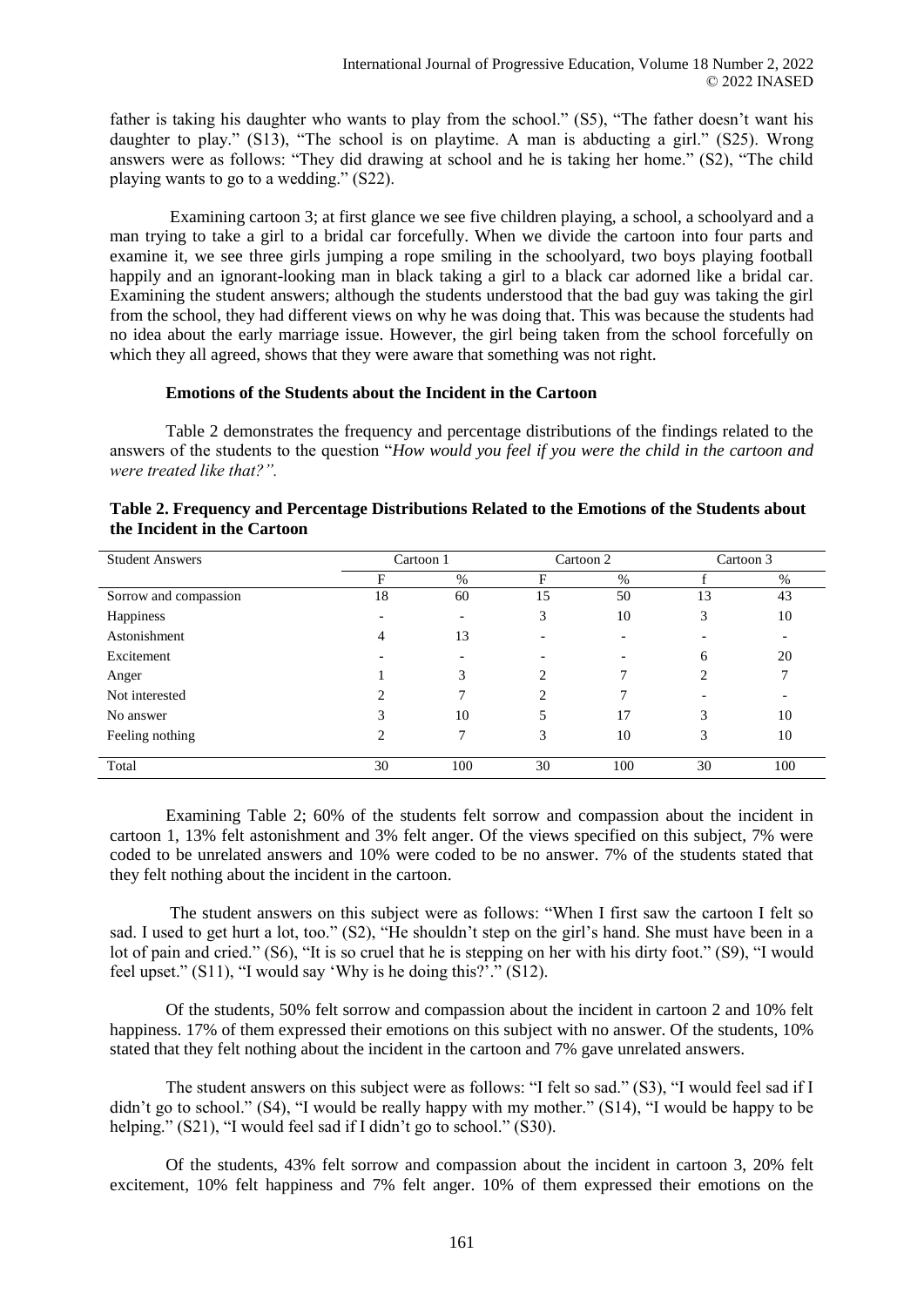father is taking his daughter who wants to play from the school." (S5), "The father doesn't want his daughter to play." (S13), "The school is on playtime. A man is abducting a girl." (S25). Wrong answers were as follows: "They did drawing at school and he is taking her home." (S2), "The child playing wants to go to a wedding." (S22).

Examining cartoon 3; at first glance we see five children playing, a school, a schoolyard and a man trying to take a girl to a bridal car forcefully. When we divide the cartoon into four parts and examine it, we see three girls jumping a rope smiling in the schoolyard, two boys playing football happily and an ignorant-looking man in black taking a girl to a black car adorned like a bridal car. Examining the student answers; although the students understood that the bad guy was taking the girl from the school, they had different views on why he was doing that. This was because the students had no idea about the early marriage issue. However, the girl being taken from the school forcefully on which they all agreed, shows that they were aware that something was not right.

### Emotions of the Students about the Incident in the Cartoon

Table 2 demonstrates the frequency and percentage distributions of the findings related to the answers of the students to the question "*How would you feel if you were the child in the cartoon and were treated like that?".*

**Table 2. Frequency and Percentage Distributions Related to the Emotions of the Students about the Incident in the Cartoon**

| Student Answers | Cartoon 1 | | Cartoon 2 | | Cartoon 3 | |
|---|---|---|---|---|---|---|
| | F | % | F | % | f | % |
| Sorrow and compassion | 18 | 60 | 15 | 50 | 13 | 43 |
| Happiness | - | - | 3 | 10 | 3 | 10 |
| Astonishment | 4 | 13 | - | - | - | - |
| Excitement | - | - | - | - | 6 | 20 |
| Anger | 1 | 3 | 2 | 7 | 2 | 7 |
| Not interested | 2 | 7 | 2 | 7 | - | - |
| No answer | 3 | 10 | 5 | 17 | 3 | 10 |
| Feeling nothing | 2 | 7 | 3 | 10 | 3 | 10 |
| Total | 30 | 100 | 30 | 100 | 30 | 100 |

Examining Table 2; 60% of the students felt sorrow and compassion about the incident in cartoon 1, 13% felt astonishment and 3% felt anger. Of the views specified on this subject, 7% were coded to be unrelated answers and 10% were coded to be no answer. 7% of the students stated that they felt nothing about the incident in the cartoon.

The student answers on this subject were as follows: "When I first saw the cartoon I felt so sad. I used to get hurt a lot, too." (S2), "He shouldn't step on the girl's hand. She must have been in a lot of pain and cried." (S6), "It is so cruel that he is stepping on her with his dirty foot." (S9), "I would feel upset." (S11), "I would say 'Why is he doing this?'." (S12).

Of the students, 50% felt sorrow and compassion about the incident in cartoon 2 and 10% felt happiness. 17% of them expressed their emotions on this subject with no answer. Of the students, 10% stated that they felt nothing about the incident in the cartoon and 7% gave unrelated answers.

The student answers on this subject were as follows: "I felt so sad." (S3), "I would feel sad if I didn't go to school." (S4), "I would be really happy with my mother." (S14), "I would be happy to be helping." (S21), "I would feel sad if I didn't go to school." (S30).

Of the students, 43% felt sorrow and compassion about the incident in cartoon 3, 20% felt excitement, 10% felt happiness and 7% felt anger. 10% of them expressed their emotions on the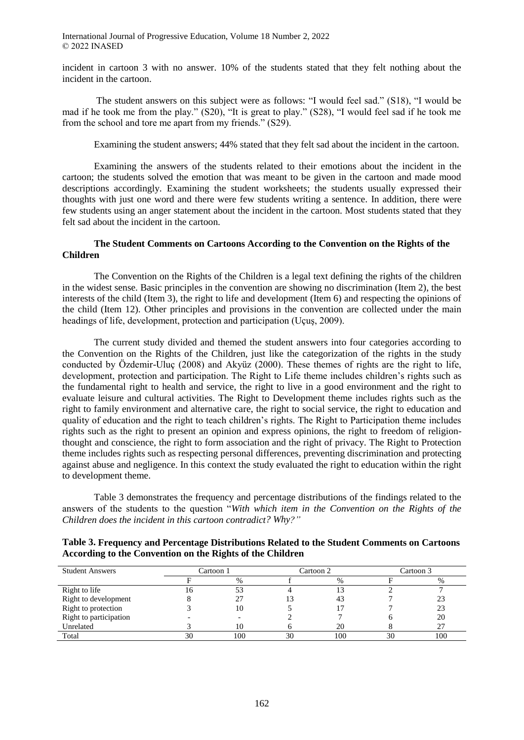incident in cartoon 3 with no answer. 10% of the students stated that they felt nothing about the incident in the cartoon.

The student answers on this subject were as follows: "I would feel sad." (S18), "I would be mad if he took me from the play." (S20), "It is great to play." (S28), "I would feel sad if he took me from the school and tore me apart from my friends." (S29).

Examining the student answers; 44% stated that they felt sad about the incident in the cartoon.

Examining the answers of the students related to their emotions about the incident in the cartoon; the students solved the emotion that was meant to be given in the cartoon and made mood descriptions accordingly. Examining the student worksheets; the students usually expressed their thoughts with just one word and there were few students writing a sentence. In addition, there were few students using an anger statement about the incident in the cartoon. Most students stated that they felt sad about the incident in the cartoon.

### The Student Comments on Cartoons According to the Convention on the Rights of the Children

The Convention on the Rights of the Children is a legal text defining the rights of the children in the widest sense. Basic principles in the convention are showing no discrimination (Item 2), the best interests of the child (Item 3), the right to life and development (Item 6) and respecting the opinions of the child (Item 12). Other principles and provisions in the convention are collected under the main headings of life, development, protection and participation (Uçuş, 2009).

The current study divided and themed the student answers into four categories according to the Convention on the Rights of the Children, just like the categorization of the rights in the study conducted by Özdemir-Uluç (2008) and Akyüz (2000). These themes of rights are the right to life, development, protection and participation. The Right to Life theme includes children's rights such as the fundamental right to health and service, the right to live in a good environment and the right to evaluate leisure and cultural activities. The Right to Development theme includes rights such as the right to family environment and alternative care, the right to social service, the right to education and quality of education and the right to teach children's rights. The Right to Participation theme includes rights such as the right to present an opinion and express opinions, the right to freedom of religion-thought and conscience, the right to form association and the right of privacy. The Right to Protection theme includes rights such as respecting personal differences, preventing discrimination and protecting against abuse and negligence. In this context the study evaluated the right to education within the right to development theme.

Table 3 demonstrates the frequency and percentage distributions of the findings related to the answers of the students to the question "*With which item in the Convention on the Rights of the Children does the incident in this cartoon contradict? Why?"*

**Table 3. Frequency and Percentage Distributions Related to the Student Comments on Cartoons According to the Convention on the Rights of the Children**

| Student Answers | Cartoon 1 | | Cartoon 2 | | Cartoon 3 | |
|---|---|---|---|---|---|---|
| | F | % | f | % | F | % |
| Right to life | 16 | 53 | 4 | 13 | 2 | 7 |
| Right to development | 8 | 27 | 13 | 43 | 7 | 23 |
| Right to protection | 3 | 10 | 5 | 17 | 7 | 23 |
| Right to participation | - | - | 2 | 7 | 6 | 20 |
| Unrelated | 3 | 10 | 6 | 20 | 8 | 27 |
| Total | 30 | 100 | 30 | 100 | 30 | 100 |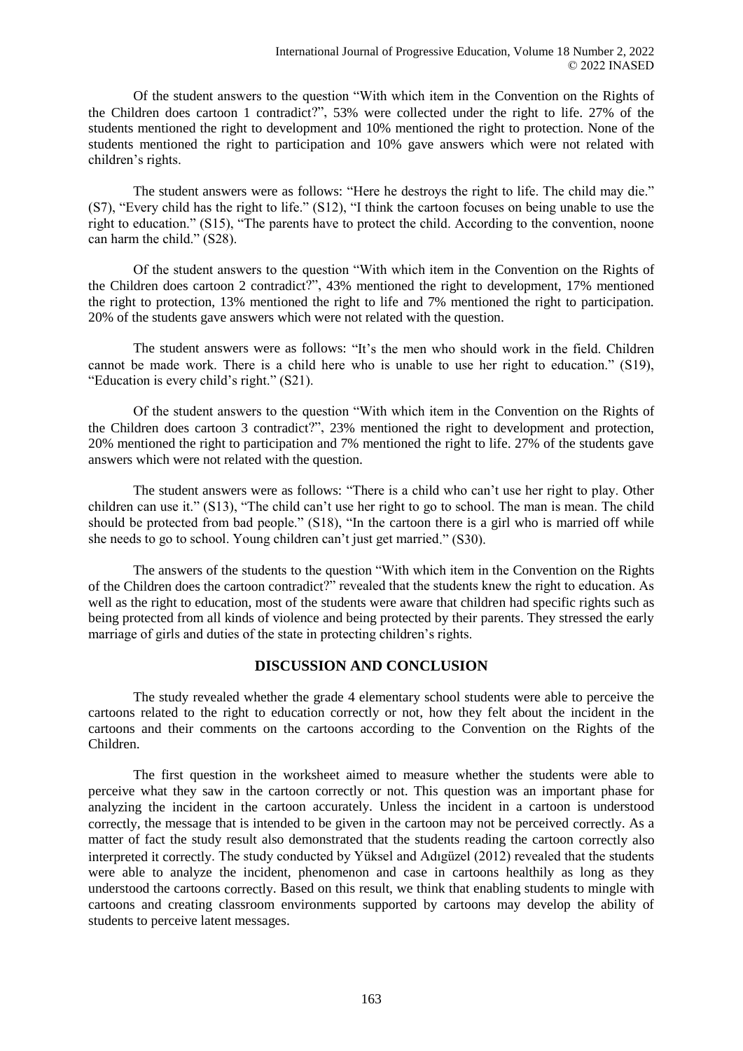Of the student answers to the question "With which item in the Convention on the Rights of the Children does cartoon 1 contradict?", 53% were collected under the right to life. 27% of the students mentioned the right to development and 10% mentioned the right to protection. None of the students mentioned the right to participation and 10% gave answers which were not related with children's rights.

The student answers were as follows: "Here he destroys the right to life. The child may die." (S7), "Every child has the right to life." (S12), "I think the cartoon focuses on being unable to use the right to education." (S15), "The parents have to protect the child. According to the convention, noone can harm the child." (S28).

Of the student answers to the question "With which item in the Convention on the Rights of the Children does cartoon 2 contradict?", 43% mentioned the right to development, 17% mentioned the right to protection, 13% mentioned the right to life and 7% mentioned the right to participation. 20% of the students gave answers which were not related with the question.

The student answers were as follows: "It's the men who should work in the field. Children cannot be made work. There is a child here who is unable to use her right to education." (S19), "Education is every child's right." (S21).

Of the student answers to the question "With which item in the Convention on the Rights of the Children does cartoon 3 contradict?", 23% mentioned the right to development and protection, 20% mentioned the right to participation and 7% mentioned the right to life. 27% of the students gave answers which were not related with the question.

The student answers were as follows: "There is a child who can't use her right to play. Other children can use it." (S13), "The child can't use her right to go to school. The man is mean. The child should be protected from bad people." (S18), "In the cartoon there is a girl who is married off while she needs to go to school. Young children can't just get married." (S30).

The answers of the students to the question "With which item in the Convention on the Rights of the Children does the cartoon contradict?" revealed that the students knew the right to education. As well as the right to education, most of the students were aware that children had specific rights such as being protected from all kinds of violence and being protected by their parents. They stressed the early marriage of girls and duties of the state in protecting children's rights.

## DISCUSSION AND CONCLUSION

The study revealed whether the grade 4 elementary school students were able to perceive the cartoons related to the right to education correctly or not, how they felt about the incident in the cartoons and their comments on the cartoons according to the Convention on the Rights of the Children.

The first question in the worksheet aimed to measure whether the students were able to perceive what they saw in the cartoon correctly or not. This question was an important phase for analyzing the incident in the cartoon accurately. Unless the incident in a cartoon is understood correctly, the message that is intended to be given in the cartoon may not be perceived correctly. As a matter of fact the study result also demonstrated that the students reading the cartoon correctly also interpreted it correctly. The study conducted by Yüksel and Adıgüzel (2012) revealed that the students were able to analyze the incident, phenomenon and case in cartoons healthily as long as they understood the cartoons correctly. Based on this result, we think that enabling students to mingle with cartoons and creating classroom environments supported by cartoons may develop the ability of students to perceive latent messages.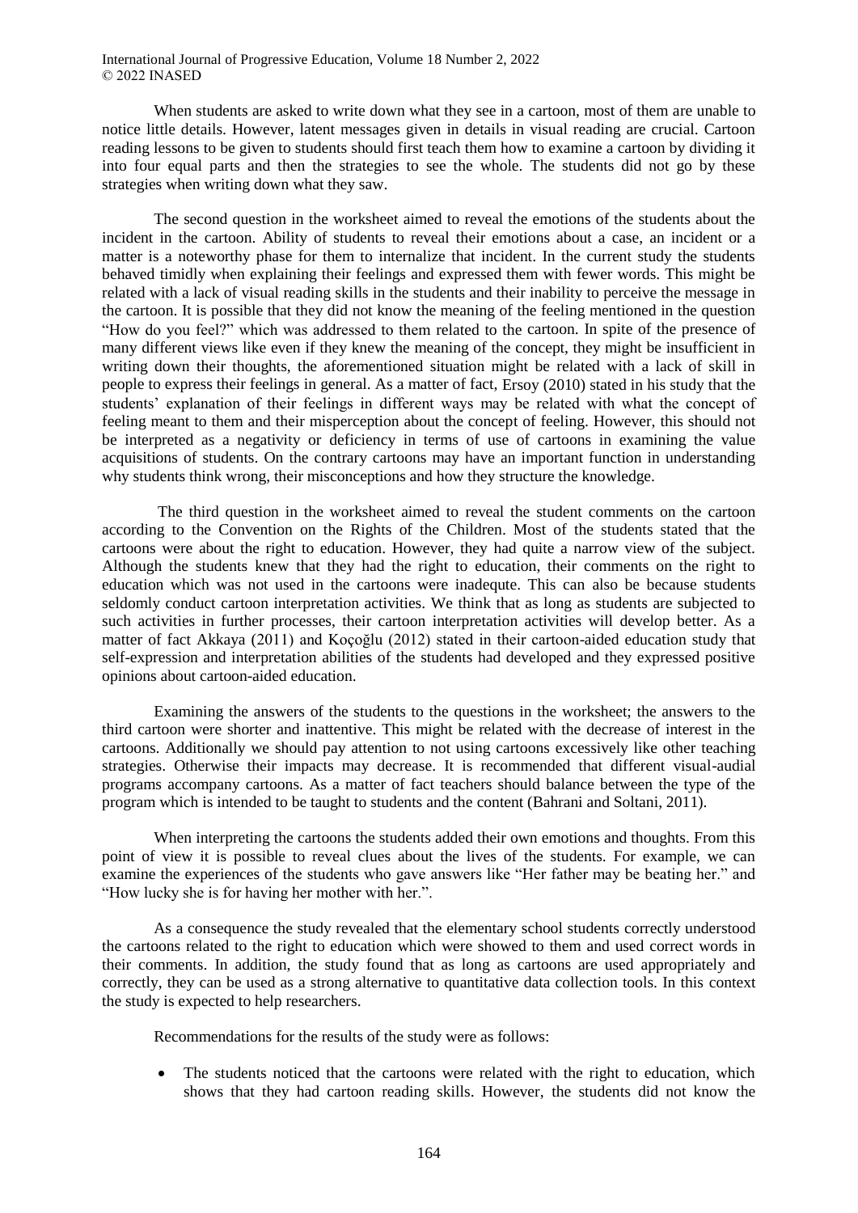When students are asked to write down what they see in a cartoon, most of them are unable to notice little details. However, latent messages given in details in visual reading are crucial. Cartoon reading lessons to be given to students should first teach them how to examine a cartoon by dividing it into four equal parts and then the strategies to see the whole. The students did not go by these strategies when writing down what they saw.

The second question in the worksheet aimed to reveal the emotions of the students about the incident in the cartoon. Ability of students to reveal their emotions about a case, an incident or a matter is a noteworthy phase for them to internalize that incident. In the current study the students behaved timidly when explaining their feelings and expressed them with fewer words. This might be related with a lack of visual reading skills in the students and their inability to perceive the message in the cartoon. It is possible that they did not know the meaning of the feeling mentioned in the question "How do you feel?" which was addressed to them related to the cartoon. In spite of the presence of many different views like even if they knew the meaning of the concept, they might be insufficient in writing down their thoughts, the aforementioned situation might be related with a lack of skill in people to express their feelings in general. As a matter of fact, Ersoy (2010) stated in his study that the students' explanation of their feelings in different ways may be related with what the concept of feeling meant to them and their misperception about the concept of feeling. However, this should not be interpreted as a negativity or deficiency in terms of use of cartoons in examining the value acquisitions of students. On the contrary cartoons may have an important function in understanding why students think wrong, their misconceptions and how they structure the knowledge.

The third question in the worksheet aimed to reveal the student comments on the cartoon according to the Convention on the Rights of the Children. Most of the students stated that the cartoons were about the right to education. However, they had quite a narrow view of the subject. Although the students knew that they had the right to education, their comments on the right to education which was not used in the cartoons were inadequte. This can also be because students seldomly conduct cartoon interpretation activities. We think that as long as students are subjected to such activities in further processes, their cartoon interpretation activities will develop better. As a matter of fact Akkaya (2011) and Koçoğlu (2012) stated in their cartoon-aided education study that self-expression and interpretation abilities of the students had developed and they expressed positive opinions about cartoon-aided education.

Examining the answers of the students to the questions in the worksheet; the answers to the third cartoon were shorter and inattentive. This might be related with the decrease of interest in the cartoons. Additionally we should pay attention to not using cartoons excessively like other teaching strategies. Otherwise their impacts may decrease. It is recommended that different visual-audial programs accompany cartoons. As a matter of fact teachers should balance between the type of the program which is intended to be taught to students and the content (Bahrani and Soltani, 2011).

When interpreting the cartoons the students added their own emotions and thoughts. From this point of view it is possible to reveal clues about the lives of the students. For example, we can examine the experiences of the students who gave answers like "Her father may be beating her." and "How lucky she is for having her mother with her.".

As a consequence the study revealed that the elementary school students correctly understood the cartoons related to the right to education which were showed to them and used correct words in their comments. In addition, the study found that as long as cartoons are used appropriately and correctly, they can be used as a strong alternative to quantitative data collection tools. In this context the study is expected to help researchers.

Recommendations for the results of the study were as follows:

- The students noticed that the cartoons were related with the right to education, which shows that they had cartoon reading skills. However, the students did not know the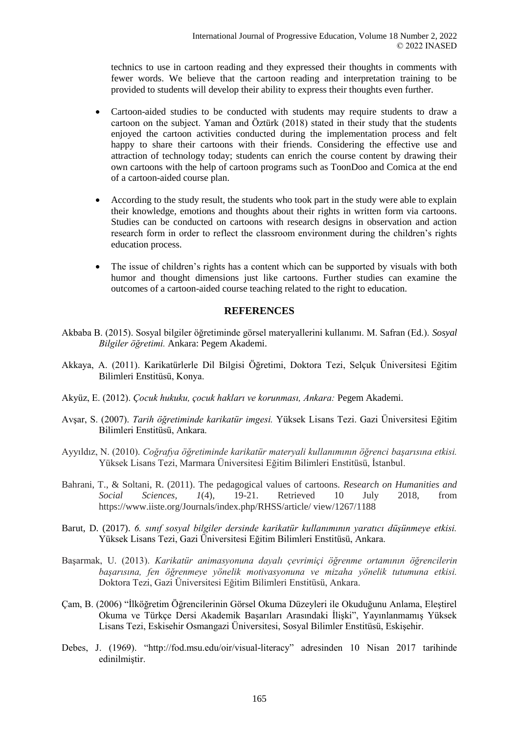technics to use in cartoon reading and they expressed their thoughts in comments with fewer words. We believe that the cartoon reading and interpretation training to be provided to students will develop their ability to express their thoughts even further.

- Cartoon-aided studies to be conducted with students may require students to draw a cartoon on the subject. Yaman and Öztürk (2018) stated in their study that the students enjoyed the cartoon activities conducted during the implementation process and felt happy to share their cartoons with their friends. Considering the effective use and attraction of technology today; students can enrich the course content by drawing their own cartoons with the help of cartoon programs such as ToonDoo and Comica at the end of a cartoon-aided course plan.

- According to the study result, the students who took part in the study were able to explain their knowledge, emotions and thoughts about their rights in written form via cartoons. Studies can be conducted on cartoons with research designs in observation and action research form in order to reflect the classroom environment during the children's rights education process.

- The issue of children's rights has a content which can be supported by visuals with both humor and thought dimensions just like cartoons. Further studies can examine the outcomes of a cartoon-aided course teaching related to the right to education.

## REFERENCES

Akbaba B. (2015). Sosyal bilgiler öğretiminde görsel materyallerini kullanımı. M. Safran (Ed.). *Sosyal Bilgiler öğretimi.* Ankara: Pegem Akademi.

Akkaya, A. (2011). Karikatürlerle Dil Bilgisi Öğretimi, Doktora Tezi, Selçuk Üniversitesi Eğitim Bilimleri Enstitüsü, Konya.

Akyüz, E. (2012). *Çocuk hukuku, çocuk hakları ve korunması, Ankara:* Pegem Akademi.

Avşar, S. (2007). *Tarih öğretiminde karikatür imgesi.* Yüksek Lisans Tezi. Gazi Üniversitesi Eğitim Bilimleri Enstitüsü, Ankara.

Ayyıldız, N. (2010). *Coğrafya öğretiminde karikatür materyali kullanımının öğrenci başarısına etkisi.* Yüksek Lisans Tezi, Marmara Üniversitesi Eğitim Bilimleri Enstitüsü, İstanbul.

Bahrani, T., & Soltani, R. (2011). The pedagogical values of cartoons. *Research on Humanities and Social Sciences, 1*(4), 19-21. Retrieved 10 July 2018, from https://www.iiste.org/Journals/index.php/RHSS/article/ view/1267/1188

Barut, D. (2017). *6. sınıf sosyal bilgiler dersinde karikatür kullanımının yaratıcı düşünmeye etkisi.* Yüksek Lisans Tezi, Gazi Üniversitesi Eğitim Bilimleri Enstitüsü, Ankara.

Başarmak, U. (2013). *Karikatür animasyonuna dayalı çevrimiçi öğrenme ortamının öğrencilerin başarısına, fen öğrenmeye yönelik motivasyonuna ve mizaha yönelik tutumuna etkisi.* Doktora Tezi, Gazi Üniversitesi Eğitim Bilimleri Enstitüsü, Ankara.

Çam, B. (2006) "İlköğretim Öğrencilerinin Görsel Okuma Düzeyleri ile Okuduğunu Anlama, Eleştirel Okuma ve Türkçe Dersi Akademik Başarıları Arasındaki İlişki", Yayınlanmamış Yüksek Lisans Tezi, Eskisehir Osmangazi Üniversitesi, Sosyal Bilimler Enstitüsü, Eskişehir.

Debes, J. (1969). "http://fod.msu.edu/oir/visual-literacy" adresinden 10 Nisan 2017 tarihinde edinilmiştir.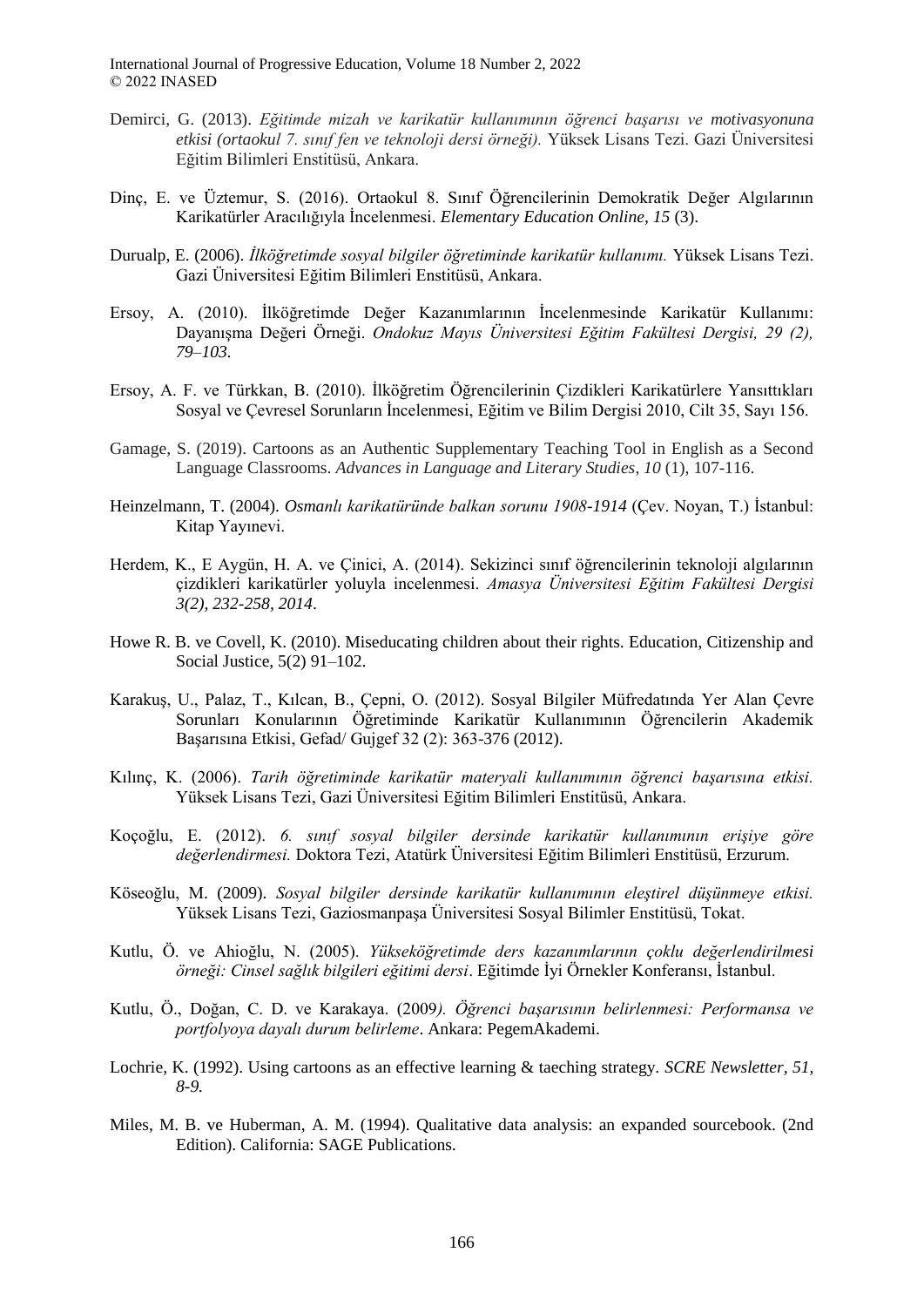Demirci, G. (2013). *Eğitimde mizah ve karikatür kullanımının öğrenci başarısı ve motivasyonuna etkisi (ortaokul 7. sınıf fen ve teknoloji dersi örneği).* Yüksek Lisans Tezi. Gazi Üniversitesi Eğitim Bilimleri Enstitüsü, Ankara.

Dinç, E. ve Üztemur, S. (2016). Ortaokul 8. Sınıf Öğrencilerinin Demokratik Değer Algılarının Karikatürler Aracılığıyla İncelenmesi. *Elementary Education Online*, *15* (3).

Duralp, E. (2006). *İlköğretimde sosyal bilgiler öğretiminde karikatür kullanımı.* Yüksek Lisans Tezi. Gazi Üniversitesi Eğitim Bilimleri Enstitüsü, Ankara.

Ersoy, A. (2010). İlköğretimde Değer Kazanımlarının İncelenmesinde Karikatür Kullanımı: Dayanışma Değeri Örneği. *Ondokuz Mayıs Üniversitesi Eğitim Fakültesi Dergisi, 29 (2), 79–103.*

Ersoy, A. F. ve Türkkan, B. (2010). İlköğretim Öğrencilerinin Çizdikleri Karikatürlere Yansıttıkları Sosyal ve Çevresel Sorunların İncelenmesi, Eğitim ve Bilim Dergisi 2010, Cilt 35, Sayı 156.

Gamage, S. (2019). Cartoons as an Authentic Supplementary Teaching Tool in English as a Second Language Classrooms. *Advances in Language and Literary Studies*, *10* (1), 107-116.

Heinzelmann, T. (2004). *Osmanlı karikatüründe balkan sorunu 1908-1914* (Çev. Noyan, T.) İstanbul: Kitap Yayınevi.

Herdem, K., E Aygün, H. A. ve Çinici, A. (2014). Sekizinci sınıf öğrencilerinin teknoloji algılarının çizdikleri karikatürler yoluyla incelenmesi. *Amasya Üniversitesi Eğitim Fakültesi Dergisi 3(2), 232-258, 2014*.

Howe R. B. ve Covell, K. (2010). Miseducating children about their rights. Education, Citizenship and Social Justice, 5(2) 91–102.

Karakuş, U., Palaz, T., Kılcan, B., Çepni, O. (2012). Sosyal Bilgiler Müfredatında Yer Alan Çevre Sorunları Konularının Öğretiminde Karikatür Kullanımının Öğrencilerin Akademik Başarısına Etkisi, Gefad/ Gujgef 32 (2): 363-376 (2012).

Kılınç, K. (2006). *Tarih öğretiminde karikatür materyali kullanımının öğrenci başarısına etkisi.* Yüksek Lisans Tezi, Gazi Üniversitesi Eğitim Bilimleri Enstitüsü, Ankara.

Koçoğlu, E. (2012). *6. sınıf sosyal bilgiler dersinde karikatür kullanımının erişiye göre değerlendirmesi.* Doktora Tezi, Atatürk Üniversitesi Eğitim Bilimleri Enstitüsü, Erzurum.

Köseoğlu, M. (2009). *Sosyal bilgiler dersinde karikatür kullanımının eleştirel düşünmeye etkisi.* Yüksek Lisans Tezi, Gaziosmanpaşa Üniversitesi Sosyal Bilimler Enstitüsü, Tokat.

Kutlu, Ö. ve Ahioğlu, N. (2005). *Yükseköğretimde ders kazanımlarının çoklu değerlendirilmesi örneği: Cinsel sağlık bilgileri eğitimi dersi*. Eğitimde İyi Örnekler Konferansı, İstanbul.

Kutlu, Ö., Doğan, C. D. ve Karakaya. (2009*). Öğrenci başarısının belirlenmesi: Performansa ve portfolyoya dayalı durum belirleme*. Ankara: PegemAkademi.

Lochrie, K. (1992). Using cartoons as an effective learning & taeching strategy. *SCRE Newsletter, 51, 8-9.*

Miles, M. B. ve Huberman, A. M. (1994). Qualitative data analysis: an expanded sourcebook. (2nd Edition). California: SAGE Publications.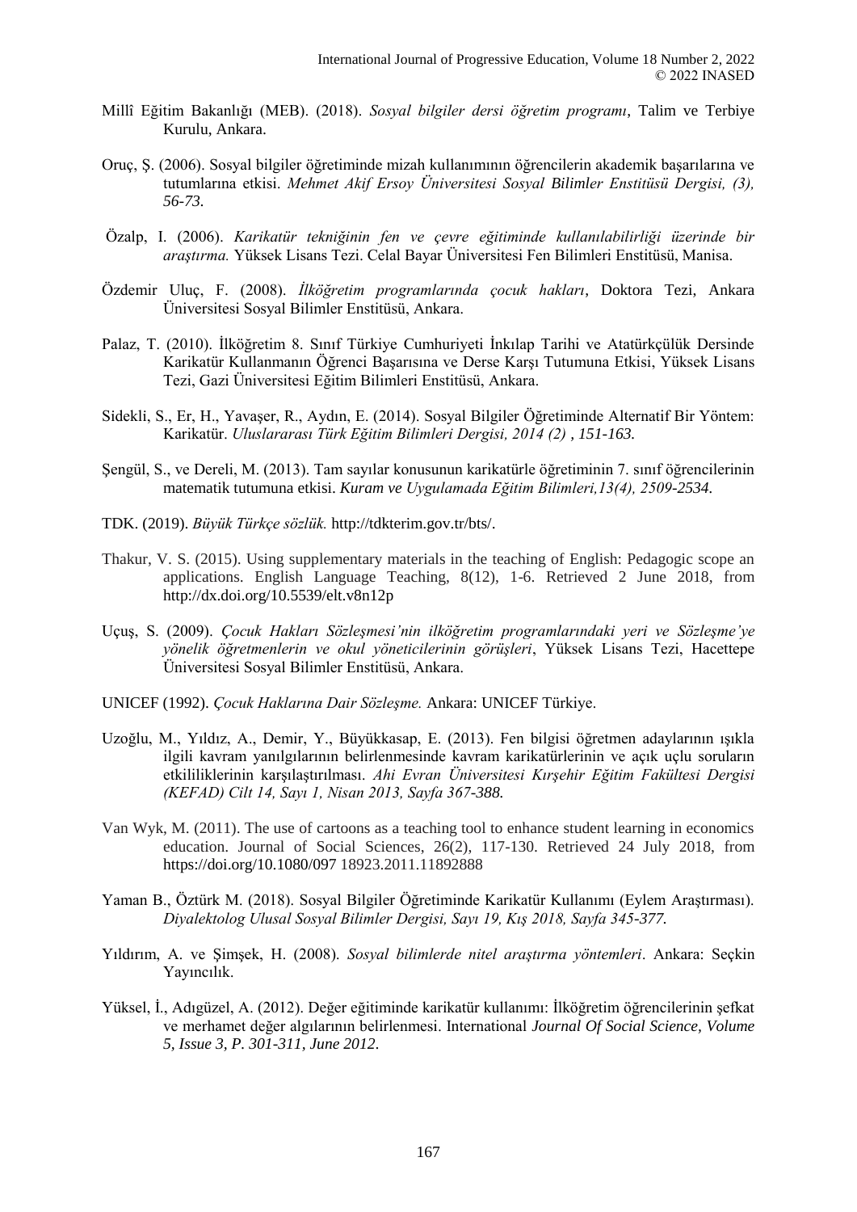Millî Eğitim Bakanlığı (MEB). (2018). *Sosyal bilgiler dersi öğretim programı*, Talim ve Terbiye Kurulu, Ankara.

Oruç, Ş. (2006). Sosyal bilgiler öğretiminde mizah kullanımının öğrencilerin akademik başarılarına ve tutumlarına etkisi. *Mehmet Akif Ersoy Üniversitesi Sosyal Bilimler Enstitüsü Dergisi, (3), 56-73.*

Özalp, I. (2006). *Karikatür tekniğinin fen ve çevre eğitiminde kullanılabilirliği üzerinde bir araştırma.* Yüksek Lisans Tezi. Celal Bayar Üniversitesi Fen Bilimleri Enstitüsü, Manisa.

Özdemir Uluç, F. (2008). *İlköğretim programlarında çocuk hakları*, Doktora Tezi, Ankara Üniversitesi Sosyal Bilimler Enstitüsü, Ankara.

Palaz, T. (2010). İlköğretim 8. Sınıf Türkiye Cumhuriyeti İnkılap Tarihi ve Atatürkçülük Dersinde Karikatür Kullanmanın Öğrenci Başarısına ve Derse Karşı Tutumuna Etkisi, Yüksek Lisans Tezi, Gazi Üniversitesi Eğitim Bilimleri Enstitüsü, Ankara.

Sidekli, S., Er, H., Yavaşer, R., Aydın, E. (2014). Sosyal Bilgiler Öğretiminde Alternatif Bir Yöntem: Karikatür. *Uluslararası Türk Eğitim Bilimleri Dergisi, 2014 (2) , 151-163.*

Şengül, S., ve Dereli, M. (2013). Tam sayılar konusunun karikatürle öğretiminin 7. sınıf öğrencilerinin matematik tutumuna etkisi. *Kuram ve Uygulamada Eğitim Bilimleri,13(4), 2509-2534.*

TDK. (2019). *Büyük Türkçe sözlük.* http://tdkterim.gov.tr/bts/.

Thakur, V. S. (2015). Using supplementary materials in the teaching of English: Pedagogic scope an applications. English Language Teaching, 8(12), 1-6. Retrieved 2 June 2018, from http://dx.doi.org/10.5539/elt.v8n12p

Uçuş, S. (2009). *Çocuk Hakları Sözleşmesi'nin ilköğretim programlarındaki yeri ve Sözleşme'ye yönelik öğretmenlerin ve okul yöneticilerinin görüşleri*, Yüksek Lisans Tezi, Hacettepe Üniversitesi Sosyal Bilimler Enstitüsü, Ankara.

UNICEF (1992). *Çocuk Haklarına Dair Sözleşme.* Ankara: UNICEF Türkiye.

Uzoğlu, M., Yıldız, A., Demir, Y., Büyükkasap, E. (2013). Fen bilgisi öğretmen adaylarının ışıkla ilgili kavram yanılgılarının belirlenmesinde kavram karikatürlerinin ve açık uçlu soruların etkililiklerinin karşılaştırılması. *Ahi Evran Üniversitesi Kırşehir Eğitim Fakültesi Dergisi (KEFAD) Cilt 14, Sayı 1, Nisan 2013, Sayfa 367-388.*

Van Wyk, M. (2011). The use of cartoons as a teaching tool to enhance student learning in economics education. Journal of Social Sciences, 26(2), 117-130. Retrieved 24 July 2018, from https://doi.org/10.1080/097 18923.2011.11892888

Yaman B., Öztürk M. (2018). Sosyal Bilgiler Öğretiminde Karikatür Kullanımı (Eylem Araştırması). *Diyalektolog Ulusal Sosyal Bilimler Dergisi, Sayı 19, Kış 2018, Sayfa 345-377.*

Yıldırım, A. ve Şimşek, H. (2008). *Sosyal bilimlerde nitel araştırma yöntemleri*. Ankara: Seçkin Yayıncılık.

Yüksel, İ., Adıgüzel, A. (2012). Değer eğitiminde karikatür kullanımı: İlköğretim öğrencilerinin şefkat ve merhamet değer algılarının belirlenmesi. International *Journal Of Social Science, Volume 5, Issue 3, P. 301-311, June 2012.*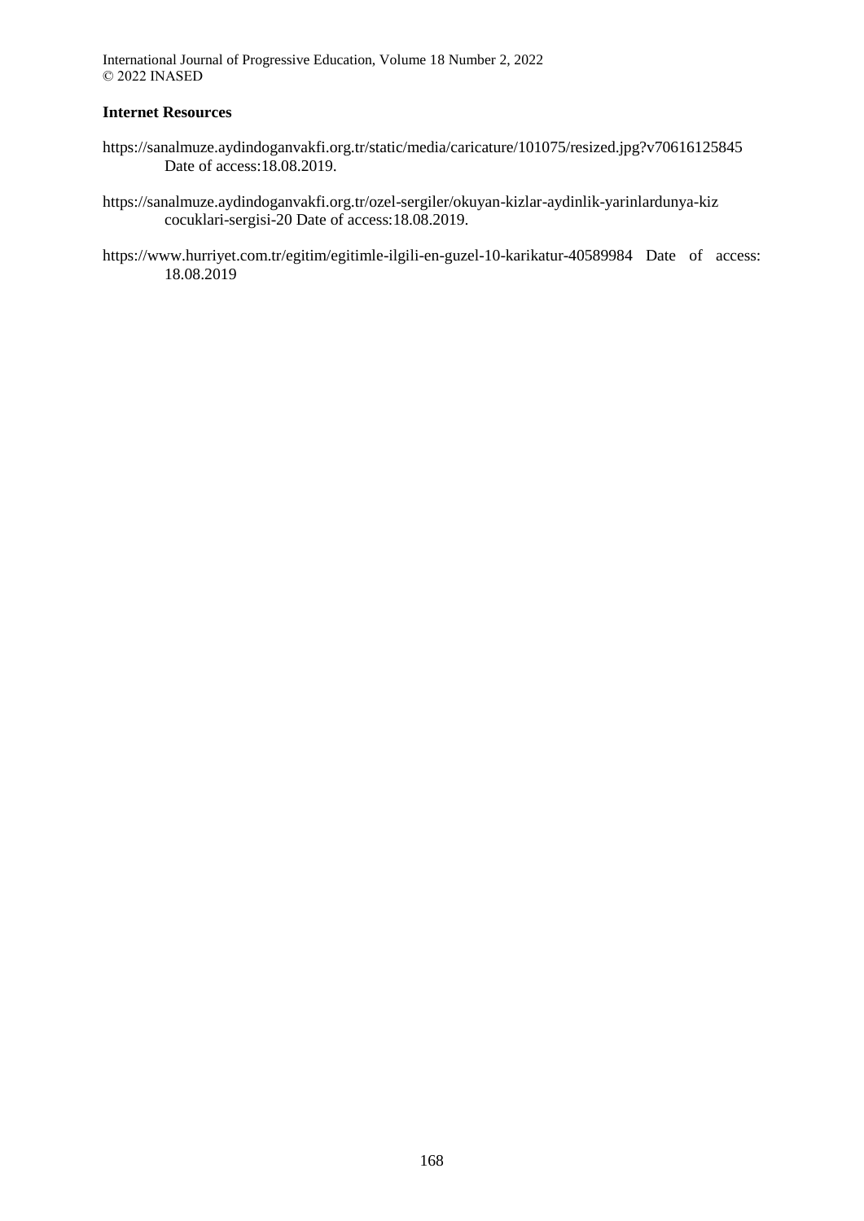**Internet Resources**

https://sanalmuze.aydindoganvakfi.org.tr/static/media/caricature/101075/resized.jpg?v70616125845 Date of access:18.08.2019.

https://sanalmuze.aydindoganvakfi.org.tr/ozel-sergiler/okuyan-kizlar-aydinlik-yarinlardunya-kiz cocuklari-sergisi-20 Date of access:18.08.2019.

https://www.hurriyet.com.tr/egitim/egitimle-ilgili-en-guzel-10-karikatur-40589984 Date of access: 18.08.2019